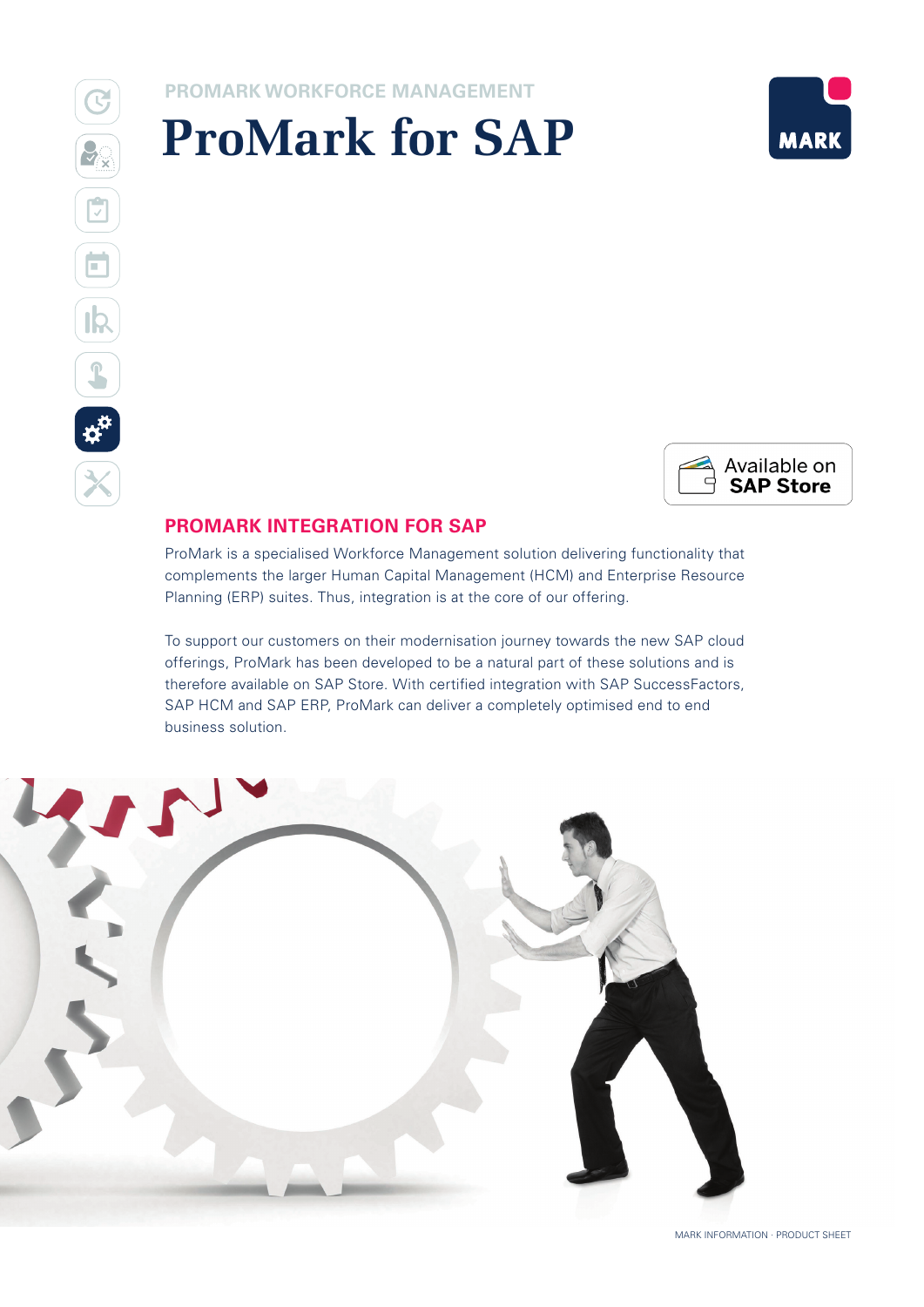PROMARK WORKFORCE MANAGEMENT

# ProMark for SAP

Available on **SAP Store**

## PROMARK INTEGRATION FOR SAP

ProMark is a specialised Workforce Management solution delivering functionality that complements the larger Human Capital Management (HCM) and Enterprise Resource Planning (ERP) suites. Thus, integration is at the core of our offering.

To support our customers on their modernisation journey towards the new SAP cloud offerings, ProMark has been developed to be a natural part of these solutions and is therefore available on SAP Store. With certified integration with SAP SuccessFactors, SAP HCM and SAP ERP, ProMark can deliver a completely optimised end to end business solution.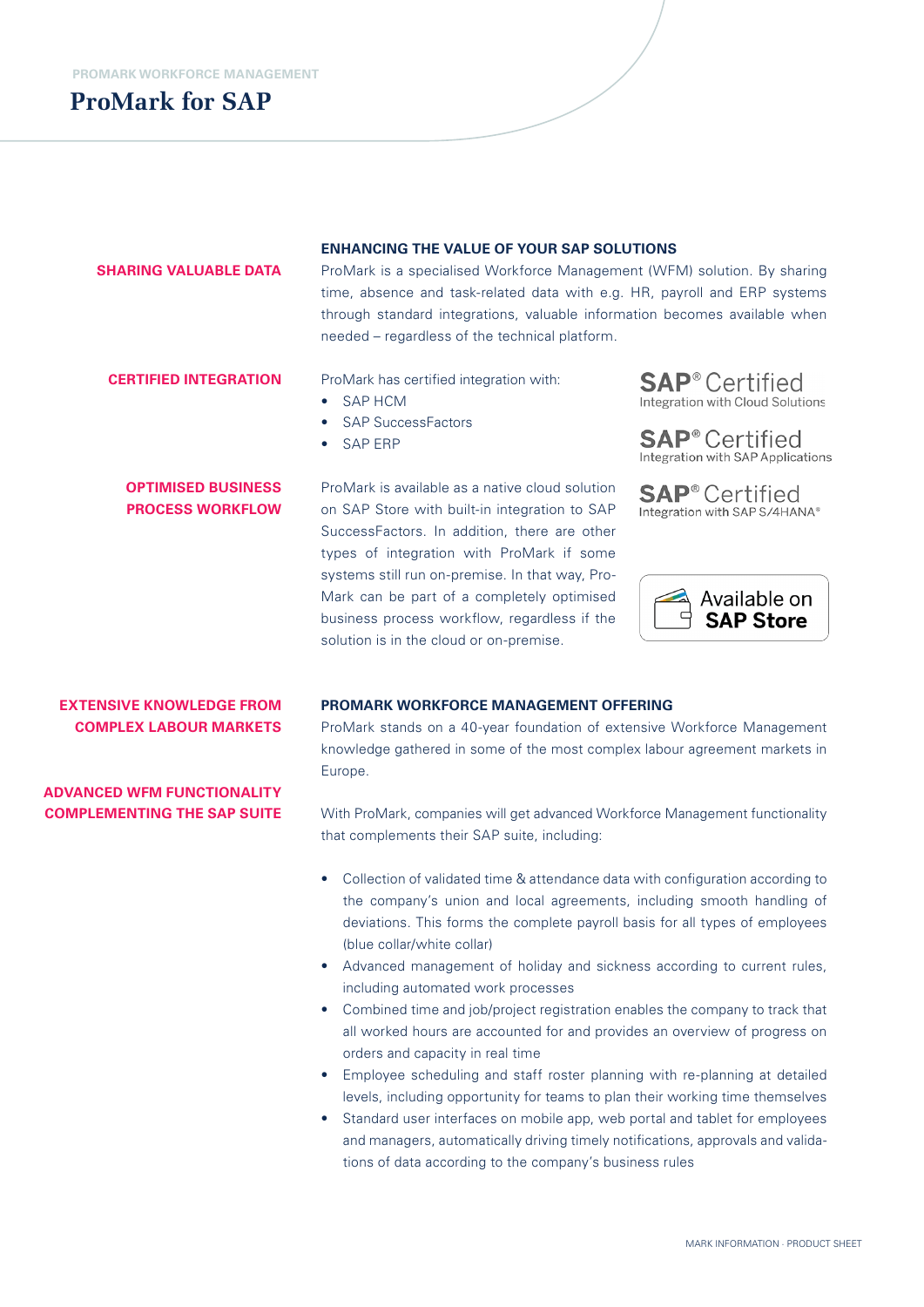PROMARK WORKFORCE MANAGEMENT

# ProMark for SAP

## ENHANCING THE VALUE OF YOUR SAP SOLUTIONS

**SHARING VALUABLE DATA**

ProMark is a specialised Workforce Management (WFM) solution. By sharing time, absence and task-related data with e.g. HR, payroll and ERP systems through standard integrations, valuable information becomes available when needed – regardless of the technical platform.

**CERTIFIED INTEGRATION**

ProMark has certified integration with:

- SAP HCM
- SAP SuccessFactors
- SAP ERP

SAP® Certified
Integration with Cloud Solutions

SAP® Certified
Integration with SAP Applications

SAP® Certified
Integration with SAP S/4HANA®

**OPTIMISED BUSINESS PROCESS WORKFLOW**

ProMark is available as a native cloud solution on SAP Store with built-in integration to SAP SuccessFactors. In addition, there are other types of integration with ProMark if some systems still run on-premise. In that way, ProMark can be part of a completely optimised business process workflow, regardless if the solution is in the cloud or on-premise.

Available on SAP Store

## PROMARK WORKFORCE MANAGEMENT OFFERING

**EXTENSIVE KNOWLEDGE FROM COMPLEX LABOUR MARKETS**

ProMark stands on a 40-year foundation of extensive Workforce Management knowledge gathered in some of the most complex labour agreement markets in Europe.

**ADVANCED WFM FUNCTIONALITY COMPLEMENTING THE SAP SUITE**

With ProMark, companies will get advanced Workforce Management functionality that complements their SAP suite, including:

- Collection of validated time & attendance data with configuration according to the company's union and local agreements, including smooth handling of deviations. This forms the complete payroll basis for all types of employees (blue collar/white collar)
- Advanced management of holiday and sickness according to current rules, including automated work processes
- Combined time and job/project registration enables the company to track that all worked hours are accounted for and provides an overview of progress on orders and capacity in real time
- Employee scheduling and staff roster planning with re-planning at detailed levels, including opportunity for teams to plan their working time themselves
- Standard user interfaces on mobile app, web portal and tablet for employees and managers, automatically driving timely notifications, approvals and validations of data according to the company's business rules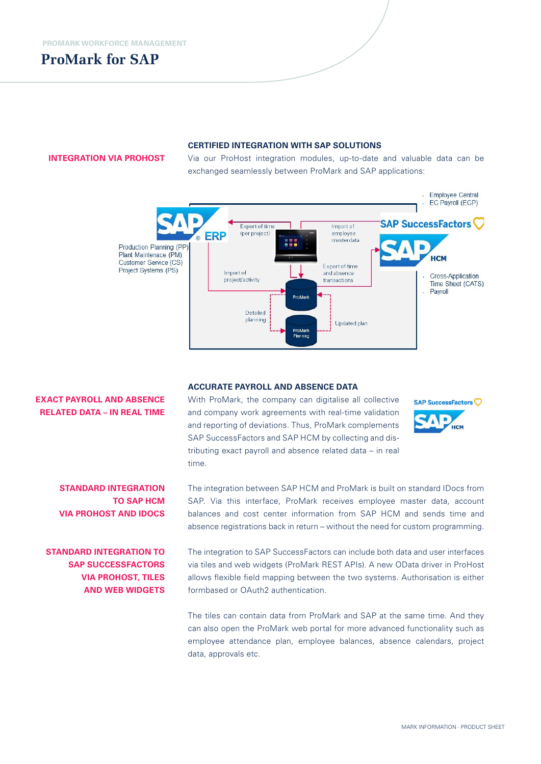PROMARK WORKFORCE MANAGEMENT

# ProMark for SAP

## INTEGRATION VIA PROHOST

### CERTIFIED INTEGRATION WITH SAP SOLUTIONS

Via our ProHost integration modules, up-to-date and valuable data can be exchanged seamlessly between ProMark and SAP applications:

SAP ERP

- Production Planning (PP)
- Plant Maintenace (PM)
- Customer Service (CS)
- Project Systems (PS)

SAP SuccessFactors

- Employee Central
- EC Payroll (ECP)

SAP HCM

- Cross-Application Time Sheet (CATS)
- Payroll

Export of time (per project)

Import of employee masterdata

Import of project/activity

Export of time and absence transactions

ProMark

Detailed planning

Updated plan

ProMark Planning

## EXACT PAYROLL AND ABSENCE RELATED DATA – IN REAL TIME

### ACCURATE PAYROLL AND ABSENCE DATA

With ProMark, the company can digitalise all collective and company work agreements with real-time validation and reporting of deviations. Thus, ProMark complements SAP SuccessFactors and SAP HCM by collecting and distributing exact payroll and absence related data – in real time.

## STANDARD INTEGRATION TO SAP HCM VIA PROHOST AND IDOCS

The integration between SAP HCM and ProMark is built on standard IDocs from SAP. Via this interface, ProMark receives employee master data, account balances and cost center information from SAP HCM and sends time and absence registrations back in return – without the need for custom programming.

## STANDARD INTEGRATION TO SAP SUCCESSFACTORS VIA PROHOST, TILES AND WEB WIDGETS

The integration to SAP SuccessFactors can include both data and user interfaces via tiles and web widgets (ProMark REST APIs). A new OData driver in ProHost allows flexible field mapping between the two systems. Authorisation is either formbased or OAuth2 authentication.

The tiles can contain data from ProMark and SAP at the same time. And they can also open the ProMark web portal for more advanced functionality such as employee attendance plan, employee balances, absence calendars, project data, approvals etc.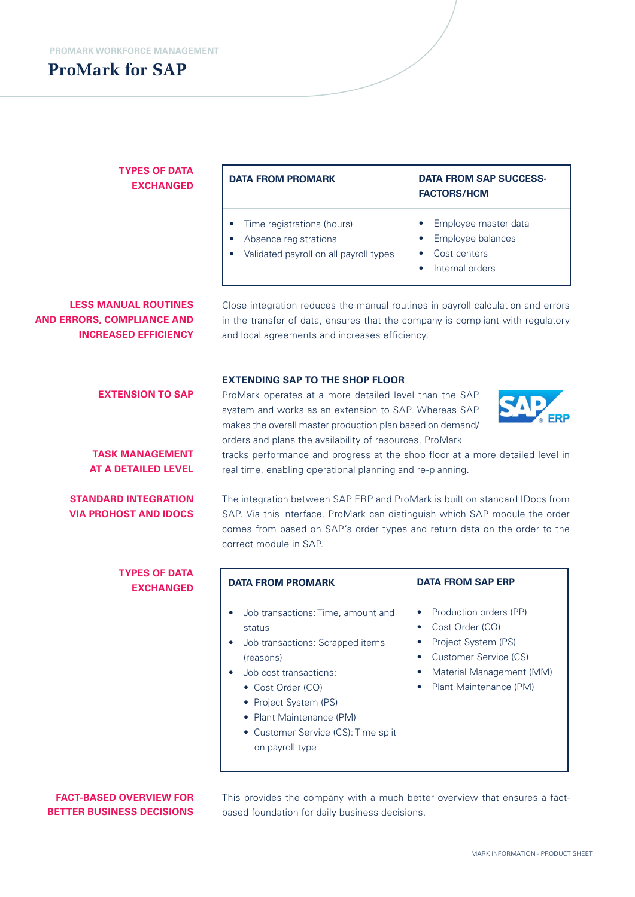PROMARK WORKFORCE MANAGEMENT

# ProMark for SAP

**TYPES OF DATA EXCHANGED**

| DATA FROM PROMARK | DATA FROM SAP SUCCESS-FACTORS/HCM |
|---|---|
| • Time registrations (hours)<br>• Absence registrations<br>• Validated payroll on all payroll types | • Employee master data<br>• Employee balances<br>• Cost centers<br>• Internal orders |

**LESS MANUAL ROUTINES AND ERRORS, COMPLIANCE AND INCREASED EFFICIENCY**

Close integration reduces the manual routines in payroll calculation and errors in the transfer of data, ensures that the company is compliant with regulatory and local agreements and increases efficiency.

**EXTENSION TO SAP**

**TASK MANAGEMENT AT A DETAILED LEVEL**

### EXTENDING SAP TO THE SHOP FLOOR

ProMark operates at a more detailed level than the SAP system and works as an extension to SAP. Whereas SAP makes the overall master production plan based on demand/orders and plans the availability of resources, ProMark tracks performance and progress at the shop floor at a more detailed level in real time, enabling operational planning and re-planning.

**STANDARD INTEGRATION VIA PROHOST AND IDOCS**

The integration between SAP ERP and ProMark is built on standard IDocs from SAP. Via this interface, ProMark can distinguish which SAP module the order comes from based on SAP's order types and return data on the order to the correct module in SAP.

**TYPES OF DATA EXCHANGED**

| DATA FROM PROMARK | DATA FROM SAP ERP |
|---|---|
| • Job transactions: Time, amount and status<br>• Job transactions: Scrapped items (reasons)<br>• Job cost transactions:<br>&nbsp;&nbsp;• Cost Order (CO)<br>&nbsp;&nbsp;• Project System (PS)<br>&nbsp;&nbsp;• Plant Maintenance (PM)<br>&nbsp;&nbsp;• Customer Service (CS): Time split on payroll type | • Production orders (PP)<br>• Cost Order (CO)<br>• Project System (PS)<br>• Customer Service (CS)<br>• Material Management (MM)<br>• Plant Maintenance (PM) |

**FACT-BASED OVERVIEW FOR BETTER BUSINESS DECISIONS**

This provides the company with a much better overview that ensures a fact-based foundation for daily business decisions.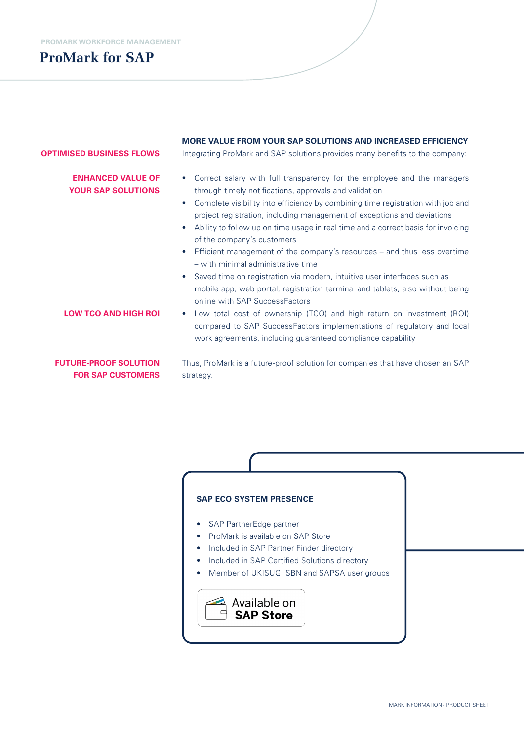PROMARK WORKFORCE MANAGEMENT

# ProMark for SAP

## MORE VALUE FROM YOUR SAP SOLUTIONS AND INCREASED EFFICIENCY

**OPTIMISED BUSINESS FLOWS**

Integrating ProMark and SAP solutions provides many benefits to the company:

**ENHANCED VALUE OF YOUR SAP SOLUTIONS**

- Correct salary with full transparency for the employee and the managers through timely notifications, approvals and validation
- Complete visibility into efficiency by combining time registration with job and project registration, including management of exceptions and deviations
- Ability to follow up on time usage in real time and a correct basis for invoicing of the company's customers
- Efficient management of the company's resources – and thus less overtime – with minimal administrative time
- Saved time on registration via modern, intuitive user interfaces such as mobile app, web portal, registration terminal and tablets, also without being online with SAP SuccessFactors

**LOW TCO AND HIGH ROI**

- Low total cost of ownership (TCO) and high return on investment (ROI) compared to SAP SuccessFactors implementations of regulatory and local work agreements, including guaranteed compliance capability

**FUTURE-PROOF SOLUTION FOR SAP CUSTOMERS**

Thus, ProMark is a future-proof solution for companies that have chosen an SAP strategy.

### SAP ECO SYSTEM PRESENCE

- SAP PartnerEdge partner
- ProMark is available on SAP Store
- Included in SAP Partner Finder directory
- Included in SAP Certified Solutions directory
- Member of UKISUG, SBN and SAPSA user groups

Available on **SAP Store**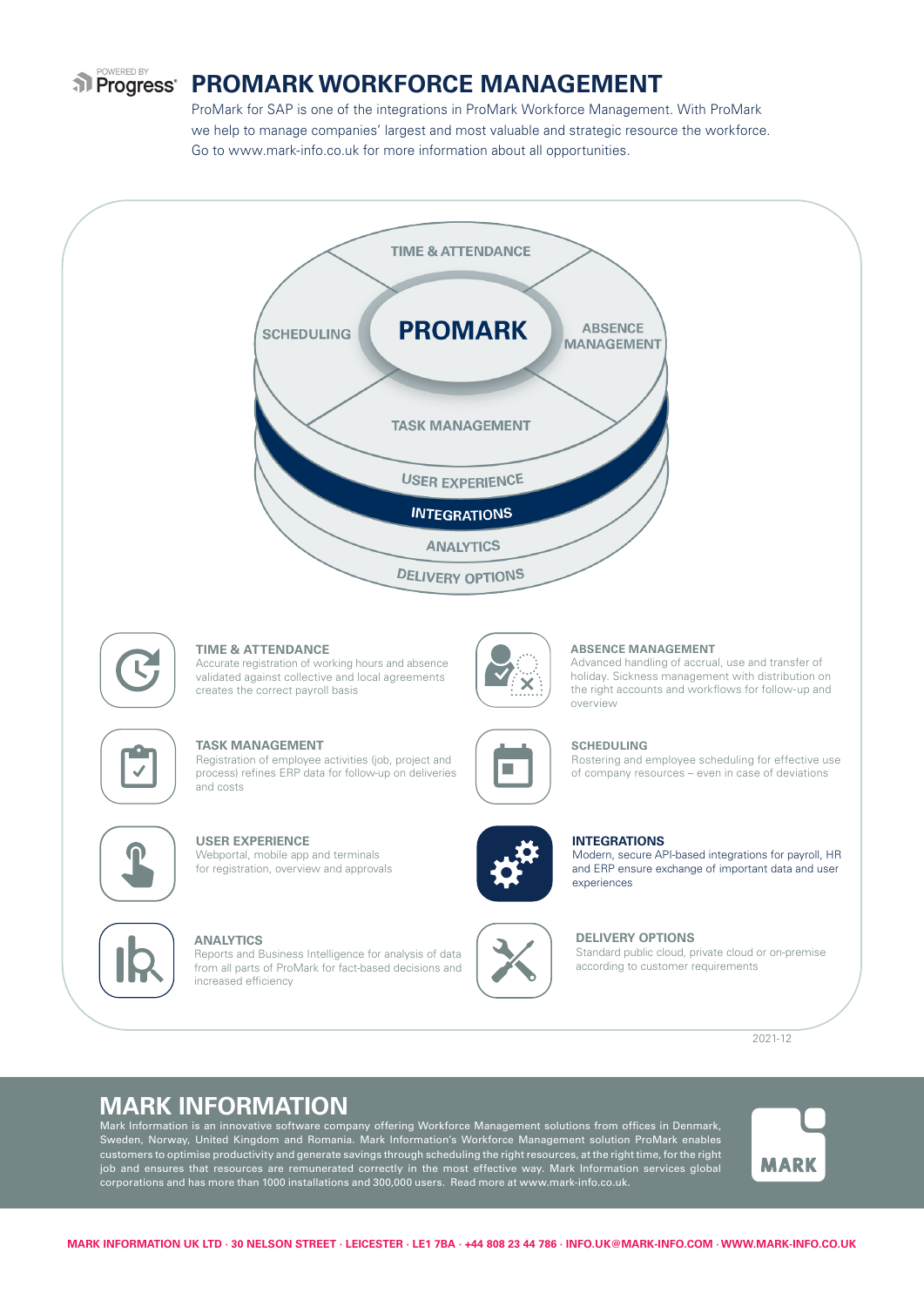POWERED BY Progress

# PROMARK WORKFORCE MANAGEMENT

ProMark for SAP is one of the integrations in ProMark Workforce Management. With ProMark we help to manage companies' largest and most valuable and strategic resource the workforce. Go to www.mark-info.co.uk for more information about all opportunities.

TIME & ATTENDANCE
SCHEDULING
PROMARK
ABSENCE MANAGEMENT
TASK MANAGEMENT
USER EXPERIENCE
INTEGRATIONS
ANALYTICS
DELIVERY OPTIONS

### TIME & ATTENDANCE

Accurate registration of working hours and absence validated against collective and local agreements creates the correct payroll basis

### ABSENCE MANAGEMENT

Advanced handling of accrual, use and transfer of holiday. Sickness management with distribution on the right accounts and workflows for follow-up and overview

### TASK MANAGEMENT

Registration of employee activities (job, project and process) refines ERP data for follow-up on deliveries and costs

### SCHEDULING

Rostering and employee scheduling for effective use of company resources – even in case of deviations

### USER EXPERIENCE

Webportal, mobile app and terminals for registration, overview and approvals

### INTEGRATIONS

Modern, secure API-based integrations for payroll, HR and ERP ensure exchange of important data and user experiences

### ANALYTICS

Reports and Business Intelligence for analysis of data from all parts of ProMark for fact-based decisions and increased efficiency

### DELIVERY OPTIONS

Standard public cloud, private cloud or on-premise according to customer requirements

2021-12

## MARK INFORMATION

Mark Information is an innovative software company offering Workforce Management solutions from offices in Denmark, Sweden, Norway, United Kingdom and Romania. Mark Information's Workforce Management solution ProMark enables customers to optimise productivity and generate savings through scheduling the right resources, at the right time, for the right job and ensures that resources are remunerated correctly in the most effective way. Mark Information services global corporations and has more than 1000 installations and 300,000 users. Read more at www.mark-info.co.uk.

MARK

**MARK INFORMATION UK LTD · 30 NELSON STREET · LEICESTER · LE1 7BA · +44 808 23 44 786 · INFO.UK@MARK-INFO.COM · WWW.MARK-INFO.CO.UK**